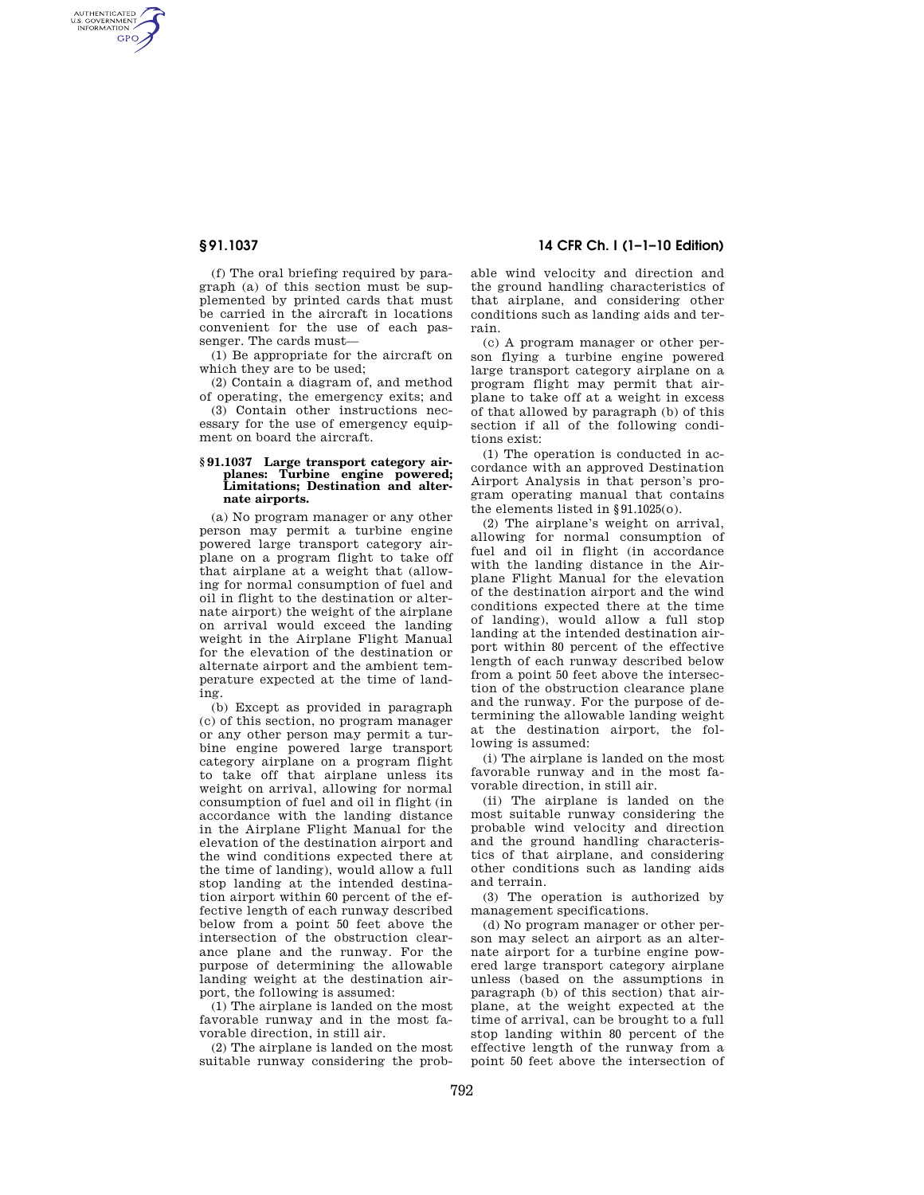(f) The oral briefing required by paragraph (a) of this section must be supplemented by printed cards that must be carried in the aircraft in locations convenient for the use of each passenger. The cards must—

(1) Be appropriate for the aircraft on which they are to be used;

(2) Contain a diagram of, and method of operating, the emergency exits; and

(3) Contain other instructions necessary for the use of emergency equipment on board the aircraft.

### § 91.1037 Large transport category airplanes: Turbine engine powered; Limitations; Destination and alternate airports.

(a) No program manager or any other person may permit a turbine engine powered large transport category airplane on a program flight to take off that airplane at a weight that (allowing for normal consumption of fuel and oil in flight to the destination or alternate airport) the weight of the airplane on arrival would exceed the landing weight in the Airplane Flight Manual for the elevation of the destination or alternate airport and the ambient temperature expected at the time of landing.

(b) Except as provided in paragraph (c) of this section, no program manager or any other person may permit a turbine engine powered large transport category airplane on a program flight to take off that airplane unless its weight on arrival, allowing for normal consumption of fuel and oil in flight (in accordance with the landing distance in the Airplane Flight Manual for the elevation of the destination airport and the wind conditions expected there at the time of landing), would allow a full stop landing at the intended destination airport within 60 percent of the effective length of each runway described below from a point 50 feet above the intersection of the obstruction clearance plane and the runway. For the purpose of determining the allowable landing weight at the destination airport, the following is assumed:

(1) The airplane is landed on the most favorable runway and in the most favorable direction, in still air.

(2) The airplane is landed on the most suitable runway considering the probable wind velocity and direction and the ground handling characteristics of that airplane, and considering other conditions such as landing aids and terrain.

(c) A program manager or other person flying a turbine engine powered large transport category airplane on a program flight may permit that airplane to take off at a weight in excess of that allowed by paragraph (b) of this section if all of the following conditions exist:

(1) The operation is conducted in accordance with an approved Destination Airport Analysis in that person's program operating manual that contains the elements listed in §91.1025(o).

(2) The airplane's weight on arrival, allowing for normal consumption of fuel and oil in flight (in accordance with the landing distance in the Airplane Flight Manual for the elevation of the destination airport and the wind conditions expected there at the time of landing), would allow a full stop landing at the intended destination airport within 80 percent of the effective length of each runway described below from a point 50 feet above the intersection of the obstruction clearance plane and the runway. For the purpose of determining the allowable landing weight at the destination airport, the following is assumed:

(i) The airplane is landed on the most favorable runway and in the most favorable direction, in still air.

(ii) The airplane is landed on the most suitable runway considering the probable wind velocity and direction and the ground handling characteristics of that airplane, and considering other conditions such as landing aids and terrain.

(3) The operation is authorized by management specifications.

(d) No program manager or other person may select an airport as an alternate airport for a turbine engine powered large transport category airplane unless (based on the assumptions in paragraph (b) of this section) that airplane, at the weight expected at the time of arrival, can be brought to a full stop landing within 80 percent of the effective length of the runway from a point 50 feet above the intersection of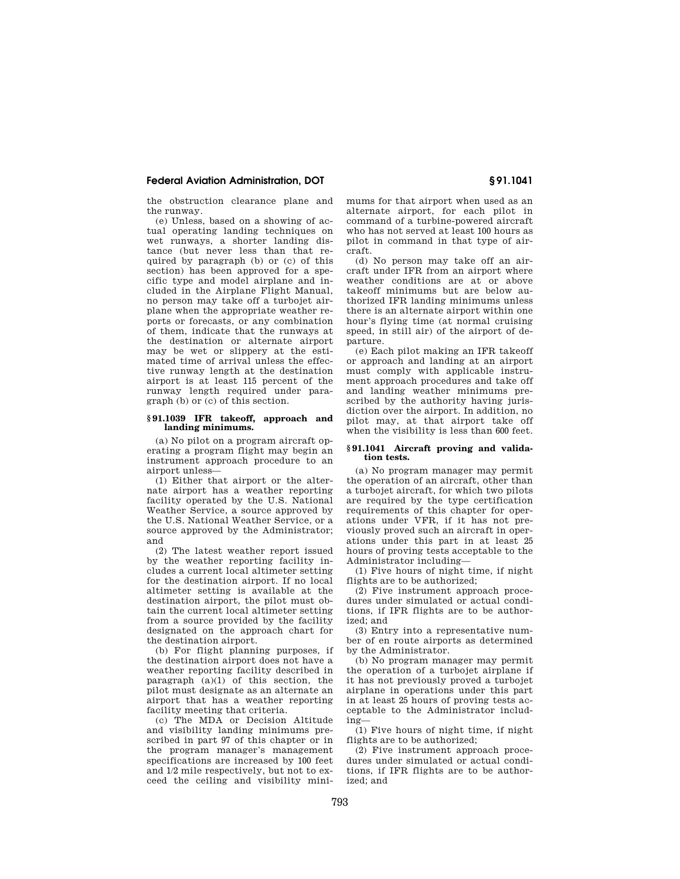the obstruction clearance plane and the runway.

(e) Unless, based on a showing of actual operating landing techniques on wet runways, a shorter landing distance (but never less than that required by paragraph (b) or (c) of this section) has been approved for a specific type and model airplane and included in the Airplane Flight Manual, no person may take off a turbojet airplane when the appropriate weather reports or forecasts, or any combination of them, indicate that the runways at the destination or alternate airport may be wet or slippery at the estimated time of arrival unless the effective runway length at the destination airport is at least 115 percent of the runway length required under paragraph (b) or (c) of this section.

### § 91.1039 IFR takeoff, approach and landing minimums.

(a) No pilot on a program aircraft operating a program flight may begin an instrument approach procedure to an airport unless—

(1) Either that airport or the alternate airport has a weather reporting facility operated by the U.S. National Weather Service, a source approved by the U.S. National Weather Service, or a source approved by the Administrator; and

(2) The latest weather report issued by the weather reporting facility includes a current local altimeter setting for the destination airport. If no local altimeter setting is available at the destination airport, the pilot must obtain the current local altimeter setting from a source provided by the facility designated on the approach chart for the destination airport.

(b) For flight planning purposes, if the destination airport does not have a weather reporting facility described in paragraph (a)(1) of this section, the pilot must designate as an alternate an airport that has a weather reporting facility meeting that criteria.

(c) The MDA or Decision Altitude and visibility landing minimums prescribed in part 97 of this chapter or in the program manager's management specifications are increased by 100 feet and 1/2 mile respectively, but not to exceed the ceiling and visibility minimums for that airport when used as an alternate airport, for each pilot in command of a turbine-powered aircraft who has not served at least 100 hours as pilot in command in that type of aircraft.

(d) No person may take off an aircraft under IFR from an airport where weather conditions are at or above takeoff minimums but are below authorized IFR landing minimums unless there is an alternate airport within one hour's flying time (at normal cruising speed, in still air) of the airport of departure.

(e) Each pilot making an IFR takeoff or approach and landing at an airport must comply with applicable instrument approach procedures and take off and landing weather minimums prescribed by the authority having jurisdiction over the airport. In addition, no pilot may, at that airport take off when the visibility is less than 600 feet.

### § 91.1041 Aircraft proving and validation tests.

(a) No program manager may permit the operation of an aircraft, other than a turbojet aircraft, for which two pilots are required by the type certification requirements of this chapter for operations under VFR, if it has not previously proved such an aircraft in operations under this part in at least 25 hours of proving tests acceptable to the Administrator including—

(1) Five hours of night time, if night flights are to be authorized;

(2) Five instrument approach procedures under simulated or actual conditions, if IFR flights are to be authorized; and

(3) Entry into a representative number of en route airports as determined by the Administrator.

(b) No program manager may permit the operation of a turbojet airplane if it has not previously proved a turbojet airplane in operations under this part in at least 25 hours of proving tests acceptable to the Administrator including—

(1) Five hours of night time, if night flights are to be authorized;

(2) Five instrument approach procedures under simulated or actual conditions, if IFR flights are to be authorized; and